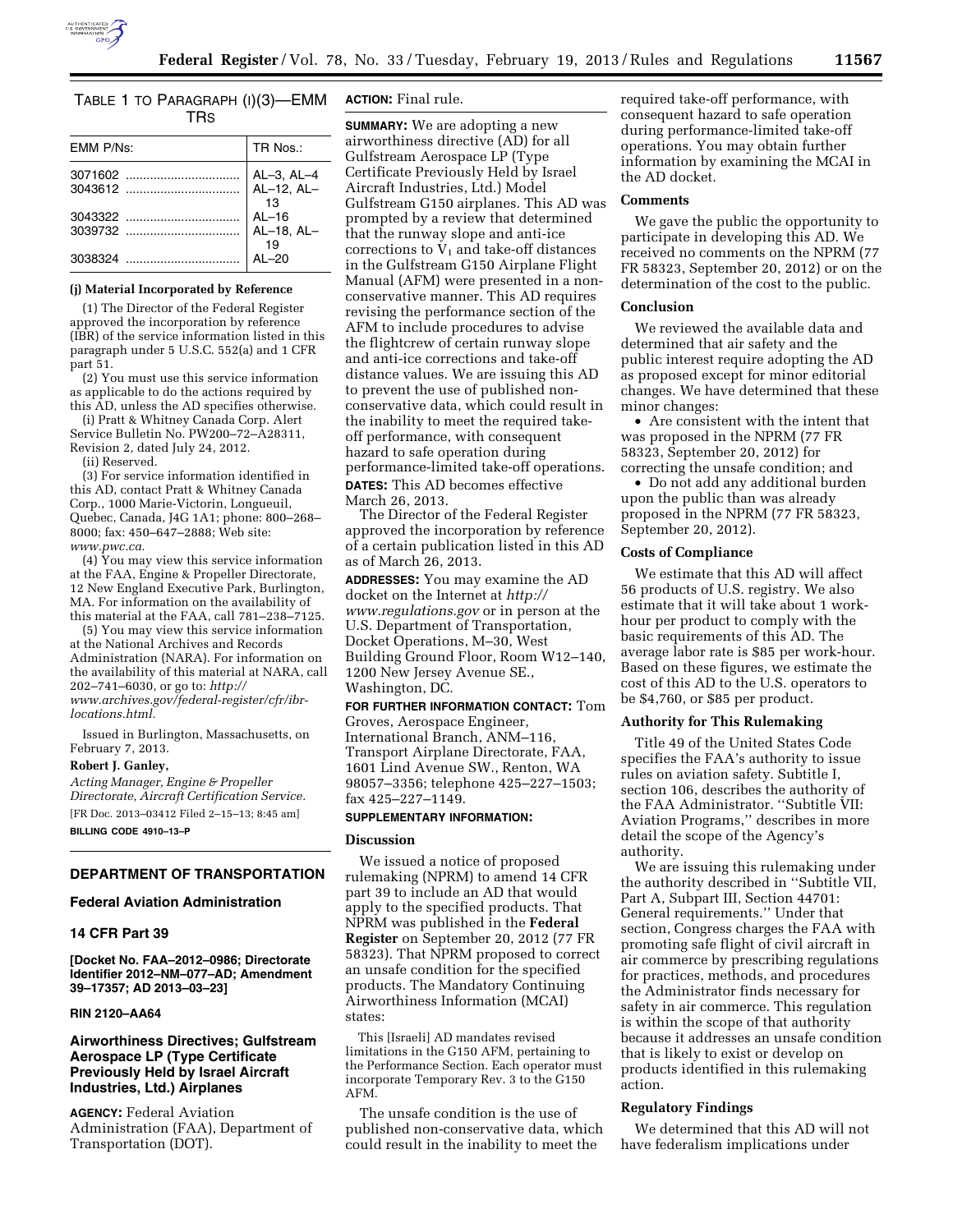TABLE 1 TO PARAGRAPH (i)(3)—EMM TRS

| EMM P/Ns: | TR Nos.: |
| --- | --- |
| 3071602 | AL–3, AL–4 |
| 3043612 | AL–12, AL–13 |
| 3043322 | AL–16 |
| 3039732 | AL–18, AL–19 |
| 3038324 | AL–20 |

**(j) Material Incorporated by Reference**

(1) The Director of the Federal Register approved the incorporation by reference (IBR) of the service information listed in this paragraph under 5 U.S.C. 552(a) and 1 CFR part 51.

(2) You must use this service information as applicable to do the actions required by this AD, unless the AD specifies otherwise.

(i) Pratt & Whitney Canada Corp. Alert Service Bulletin No. PW200–72–A28311, Revision 2, dated July 24, 2012.

(ii) Reserved.

(3) For service information identified in this AD, contact Pratt & Whitney Canada Corp., 1000 Marie-Victorin, Longueuil, Quebec, Canada, J4G 1A1; phone: 800–268–8000; fax: 450–647–2888; Web site: *www.pwc.ca.*

(4) You may view this service information at the FAA, Engine & Propeller Directorate, 12 New England Executive Park, Burlington, MA. For information on the availability of this material at the FAA, call 781–238–7125.

(5) You may view this service information at the National Archives and Records Administration (NARA). For information on the availability of this material at NARA, call 202–741–6030, or go to: *http://www.archives.gov/federal-register/cfr/ibr-locations.html.*

Issued in Burlington, Massachusetts, on February 7, 2013.

**Robert J. Ganley,**

*Acting Manager, Engine & Propeller Directorate, Aircraft Certification Service.*

[FR Doc. 2013–03412 Filed 2–15–13; 8:45 am]

**BILLING CODE 4910–13–P**

## DEPARTMENT OF TRANSPORTATION

### Federal Aviation Administration

### 14 CFR Part 39

**[Docket No. FAA–2012–0986; Directorate Identifier 2012–NM–077–AD; Amendment 39–17357; AD 2013–03–23]**

**RIN 2120–AA64**

### Airworthiness Directives; Gulfstream Aerospace LP (Type Certificate Previously Held by Israel Aircraft Industries, Ltd.) Airplanes

**AGENCY:** Federal Aviation Administration (FAA), Department of Transportation (DOT).

**ACTION:** Final rule.

**SUMMARY:** We are adopting a new airworthiness directive (AD) for all Gulfstream Aerospace LP (Type Certificate Previously Held by Israel Aircraft Industries, Ltd.) Model Gulfstream G150 airplanes. This AD was prompted by a review that determined that the runway slope and anti-ice corrections to $V_1$ and take-off distances in the Gulfstream G150 Airplane Flight Manual (AFM) were presented in a non-conservative manner. This AD requires revising the performance section of the AFM to include procedures to advise the flightcrew of certain runway slope and anti-ice corrections and take-off distance values. We are issuing this AD to prevent the use of published non-conservative data, which could result in the inability to meet the required take-off performance, with consequent hazard to safe operation during performance-limited take-off operations.

**DATES:** This AD becomes effective March 26, 2013.

The Director of the Federal Register approved the incorporation by reference of a certain publication listed in this AD as of March 26, 2013.

**ADDRESSES:** You may examine the AD docket on the Internet at *http://www.regulations.gov* or in person at the U.S. Department of Transportation, Docket Operations, M–30, West Building Ground Floor, Room W12–140, 1200 New Jersey Avenue SE., Washington, DC.

**FOR FURTHER INFORMATION CONTACT:** Tom Groves, Aerospace Engineer, International Branch, ANM–116, Transport Airplane Directorate, FAA, 1601 Lind Avenue SW., Renton, WA 98057–3356; telephone 425–227–1503; fax 425–227–1149.

**SUPPLEMENTARY INFORMATION:**

**Discussion**

We issued a notice of proposed rulemaking (NPRM) to amend 14 CFR part 39 to include an AD that would apply to the specified products. That NPRM was published in the **Federal Register** on September 20, 2012 (77 FR 58323). That NPRM proposed to correct an unsafe condition for the specified products. The Mandatory Continuing Airworthiness Information (MCAI) states:

This [Israeli] AD mandates revised limitations in the G150 AFM, pertaining to the Performance Section. Each operator must incorporate Temporary Rev. 3 to the G150 AFM.

The unsafe condition is the use of published non-conservative data, which could result in the inability to meet the required take-off performance, with consequent hazard to safe operation during performance-limited take-off operations. You may obtain further information by examining the MCAI in the AD docket.

**Comments**

We gave the public the opportunity to participate in developing this AD. We received no comments on the NPRM (77 FR 58323, September 20, 2012) or on the determination of the cost to the public.

**Conclusion**

We reviewed the available data and determined that air safety and the public interest require adopting the AD as proposed except for minor editorial changes. We have determined that these minor changes:

- Are consistent with the intent that was proposed in the NPRM (77 FR 58323, September 20, 2012) for correcting the unsafe condition; and
- Do not add any additional burden upon the public than was already proposed in the NPRM (77 FR 58323, September 20, 2012).

**Costs of Compliance**

We estimate that this AD will affect 56 products of U.S. registry. We also estimate that it will take about 1 work-hour per product to comply with the basic requirements of this AD. The average labor rate is $85 per work-hour. Based on these figures, we estimate the cost of this AD to the U.S. operators to be $4,760, or $85 per product.

**Authority for This Rulemaking**

Title 49 of the United States Code specifies the FAA's authority to issue rules on aviation safety. Subtitle I, section 106, describes the authority of the FAA Administrator. ''Subtitle VII: Aviation Programs,'' describes in more detail the scope of the Agency's authority.

We are issuing this rulemaking under the authority described in ''Subtitle VII, Part A, Subpart III, Section 44701: General requirements.'' Under that section, Congress charges the FAA with promoting safe flight of civil aircraft in air commerce by prescribing regulations for practices, methods, and procedures the Administrator finds necessary for safety in air commerce. This regulation is within the scope of that authority because it addresses an unsafe condition that is likely to exist or develop on products identified in this rulemaking action.

**Regulatory Findings**

We determined that this AD will not have federalism implications under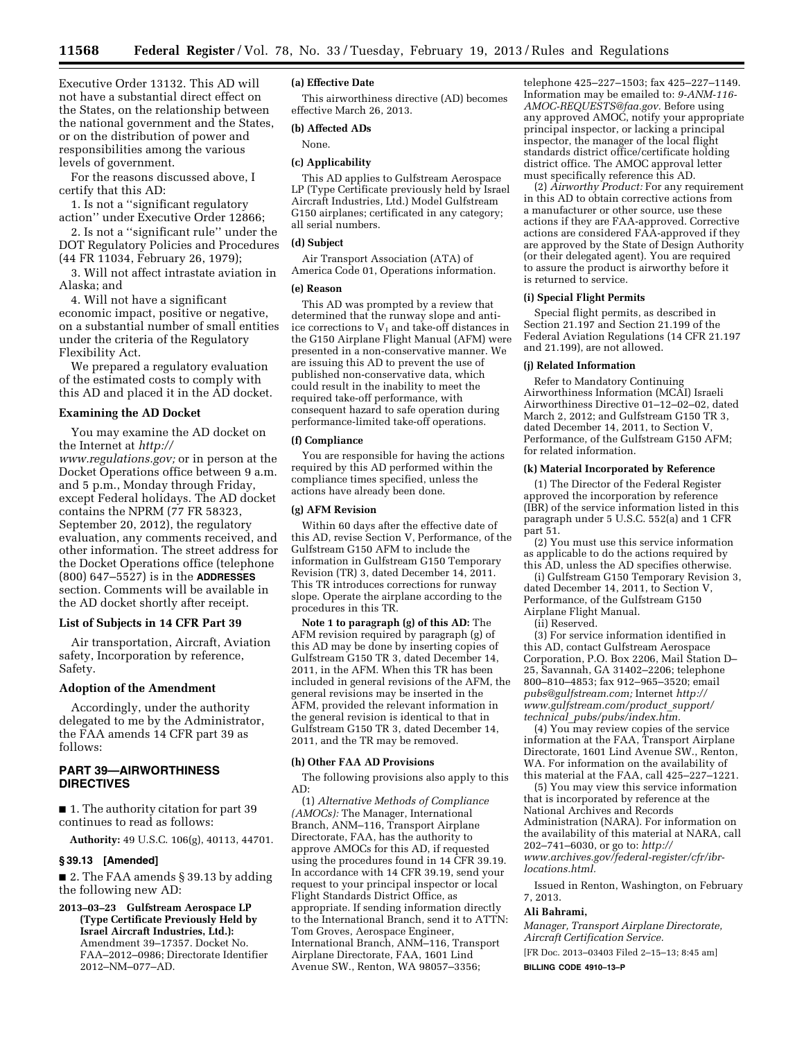Executive Order 13132. This AD will not have a substantial direct effect on the States, on the relationship between the national government and the States, or on the distribution of power and responsibilities among the various levels of government.

For the reasons discussed above, I certify that this AD:

1. Is not a "significant regulatory action" under Executive Order 12866;

2. Is not a "significant rule" under the DOT Regulatory Policies and Procedures (44 FR 11034, February 26, 1979);

3. Will not affect intrastate aviation in Alaska; and

4. Will not have a significant economic impact, positive or negative, on a substantial number of small entities under the criteria of the Regulatory Flexibility Act.

We prepared a regulatory evaluation of the estimated costs to comply with this AD and placed it in the AD docket.

## Examining the AD Docket

You may examine the AD docket on the Internet at *http://www.regulations.gov;* or in person at the Docket Operations office between 9 a.m. and 5 p.m., Monday through Friday, except Federal holidays. The AD docket contains the NPRM (77 FR 58323, September 20, 2012), the regulatory evaluation, any comments received, and other information. The street address for the Docket Operations office (telephone (800) 647–5527) is in the **ADDRESSES** section. Comments will be available in the AD docket shortly after receipt.

## List of Subjects in 14 CFR Part 39

Air transportation, Aircraft, Aviation safety, Incorporation by reference, Safety.

## Adoption of the Amendment

Accordingly, under the authority delegated to me by the Administrator, the FAA amends 14 CFR part 39 as follows:

## PART 39—AIRWORTHINESS DIRECTIVES

■ 1. The authority citation for part 39 continues to read as follows:

**Authority:** 49 U.S.C. 106(g), 40113, 44701.

### § 39.13 [Amended]

■ 2. The FAA amends § 39.13 by adding the following new AD:

**2013–03–23 Gulfstream Aerospace LP (Type Certificate Previously Held by Israel Aircraft Industries, Ltd.):** Amendment 39–17357. Docket No. FAA–2012–0986; Directorate Identifier 2012–NM–077–AD.

### (a) Effective Date

This airworthiness directive (AD) becomes effective March 26, 2013.

### (b) Affected ADs

None.

### (c) Applicability

This AD applies to Gulfstream Aerospace LP (Type Certificate previously held by Israel Aircraft Industries, Ltd.) Model Gulfstream G150 airplanes; certificated in any category; all serial numbers.

### (d) Subject

Air Transport Association (ATA) of America Code 01, Operations information.

### (e) Reason

This AD was prompted by a review that determined that the runway slope and anti-ice corrections to $V_1$ and take-off distances in the G150 Airplane Flight Manual (AFM) were presented in a non-conservative manner. We are issuing this AD to prevent the use of published non-conservative data, which could result in the inability to meet the required take-off performance, with consequent hazard to safe operation during performance-limited take-off operations.

### (f) Compliance

You are responsible for having the actions required by this AD performed within the compliance times specified, unless the actions have already been done.

### (g) AFM Revision

Within 60 days after the effective date of this AD, revise Section V, Performance, of the Gulfstream G150 AFM to include the information in Gulfstream G150 Temporary Revision (TR) 3, dated December 14, 2011. This TR introduces corrections for runway slope. Operate the airplane according to the procedures in this TR.

**Note 1 to paragraph (g) of this AD:** The AFM revision required by paragraph (g) of this AD may be done by inserting copies of Gulfstream G150 TR 3, dated December 14, 2011, in the AFM. When this TR has been included in general revisions of the AFM, the general revisions may be inserted in the AFM, provided the relevant information in the general revision is identical to that in Gulfstream G150 TR 3, dated December 14, 2011, and the TR may be removed.

### (h) Other FAA AD Provisions

The following provisions also apply to this AD:

(1) *Alternative Methods of Compliance (AMOCs):* The Manager, International Branch, ANM–116, Transport Airplane Directorate, FAA, has the authority to approve AMOCs for this AD, if requested using the procedures found in 14 CFR 39.19. In accordance with 14 CFR 39.19, send your request to your principal inspector or local Flight Standards District Office, as appropriate. If sending information directly to the International Branch, send it to ATTN: Tom Groves, Aerospace Engineer, International Branch, ANM–116, Transport Airplane Directorate, FAA, 1601 Lind Avenue SW., Renton, WA 98057–3356; telephone 425–227–1503; fax 425–227–1149. Information may be emailed to: *9-ANM-116-AMOC-REQUESTS@faa.gov.* Before using any approved AMOC, notify your appropriate principal inspector, or lacking a principal inspector, the manager of the local flight standards district office/certificate holding district office. The AMOC approval letter must specifically reference this AD.

(2) *Airworthy Product:* For any requirement in this AD to obtain corrective actions from a manufacturer or other source, use these actions if they are FAA-approved. Corrective actions are considered FAA-approved if they are approved by the State of Design Authority (or their delegated agent). You are required to assure the product is airworthy before it is returned to service.

### (i) Special Flight Permits

Special flight permits, as described in Section 21.197 and Section 21.199 of the Federal Aviation Regulations (14 CFR 21.197 and 21.199), are not allowed.

### (j) Related Information

Refer to Mandatory Continuing Airworthiness Information (MCAI) Israeli Airworthiness Directive 01–12–02–02, dated March 2, 2012; and Gulfstream G150 TR 3, dated December 14, 2011, to Section V, Performance, of the Gulfstream G150 AFM; for related information.

### (k) Material Incorporated by Reference

(1) The Director of the Federal Register approved the incorporation by reference (IBR) of the service information listed in this paragraph under 5 U.S.C. 552(a) and 1 CFR part 51.

(2) You must use this service information as applicable to do the actions required by this AD, unless the AD specifies otherwise.

(i) Gulfstream G150 Temporary Revision 3, dated December 14, 2011, to Section V, Performance, of the Gulfstream G150 Airplane Flight Manual.

(ii) Reserved.

(3) For service information identified in this AD, contact Gulfstream Aerospace Corporation, P.O. Box 2206, Mail Station D–25, Savannah, GA 31402–2206; telephone 800–810–4853; fax 912–965–3520; email *pubs@gulfstream.com;* Internet *http://www.gulfstream.com/product_support/technical_pubs/pubs/index.htm.*

(4) You may review copies of the service information at the FAA, Transport Airplane Directorate, 1601 Lind Avenue SW., Renton, WA. For information on the availability of this material at the FAA, call 425–227–1221.

(5) You may view this service information that is incorporated by reference at the National Archives and Records Administration (NARA). For information on the availability of this material at NARA, call 202–741–6030, or go to: *http://www.archives.gov/federal-register/cfr/ibr-locations.html.*

Issued in Renton, Washington, on February 7, 2013.

**Ali Bahrami,**

*Manager, Transport Airplane Directorate, Aircraft Certification Service.*

[FR Doc. 2013–03403 Filed 2–15–13; 8:45 am]

**BILLING CODE 4910–13–P**